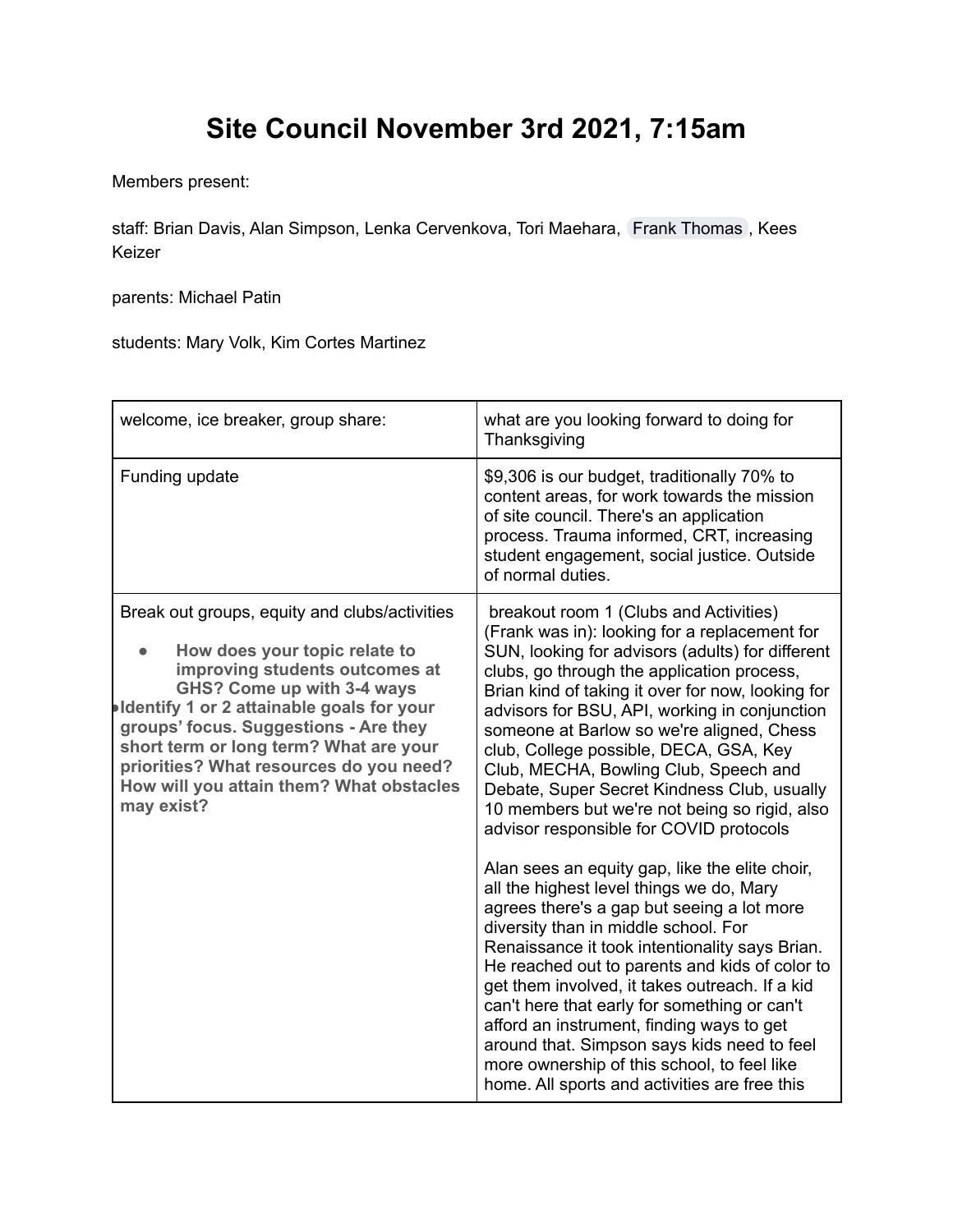# Site Council November 3rd 2021, 7:15am

Members present:

staff: Brian Davis, Alan Simpson, Lenka Cervenkova, Tori Maehara, Frank Thomas, Kees Keizer

parents: Michael Patin

students: Mary Volk, Kim Cortes Martinez

| | |
|---|---|
| welcome, ice breaker, group share: | what are you looking forward to doing for Thanksgiving |
| Funding update | $9,306 is our budget, traditionally 70% to content areas, for work towards the mission of site council. There's an application process. Trauma informed, CRT, increasing student engagement, social justice. Outside of normal duties. |
| Break out groups, equity and clubs/activities<br>• **How does your topic relate to improving students outcomes at GHS? Come up with 3-4 ways**<br>• **Identify 1 or 2 attainable goals for your groups' focus. Suggestions - Are they short term or long term? What are your priorities? What resources do you need? How will you attain them? What obstacles may exist?** | breakout room 1 (Clubs and Activities) (Frank was in): looking for a replacement for SUN, looking for advisors (adults) for different clubs, go through the application process, Brian kind of taking it over for now, looking for advisors for BSU, API, working in conjunction someone at Barlow so we're aligned, Chess club, College possible, DECA, GSA, Key Club, MECHA, Bowling Club, Speech and Debate, Super Secret Kindness Club, usually 10 members but we're not being so rigid, also advisor responsible for COVID protocols<br><br>Alan sees an equity gap, like the elite choir, all the highest level things we do, Mary agrees there's a gap but seeing a lot more diversity than in middle school. For Renaissance it took intentionality says Brian. He reached out to parents and kids of color to get them involved, it takes outreach. If a kid can't here that early for something or can't afford an instrument, finding ways to get around that. Simpson says kids need to feel more ownership of this school, to feel like home. All sports and activities are free this |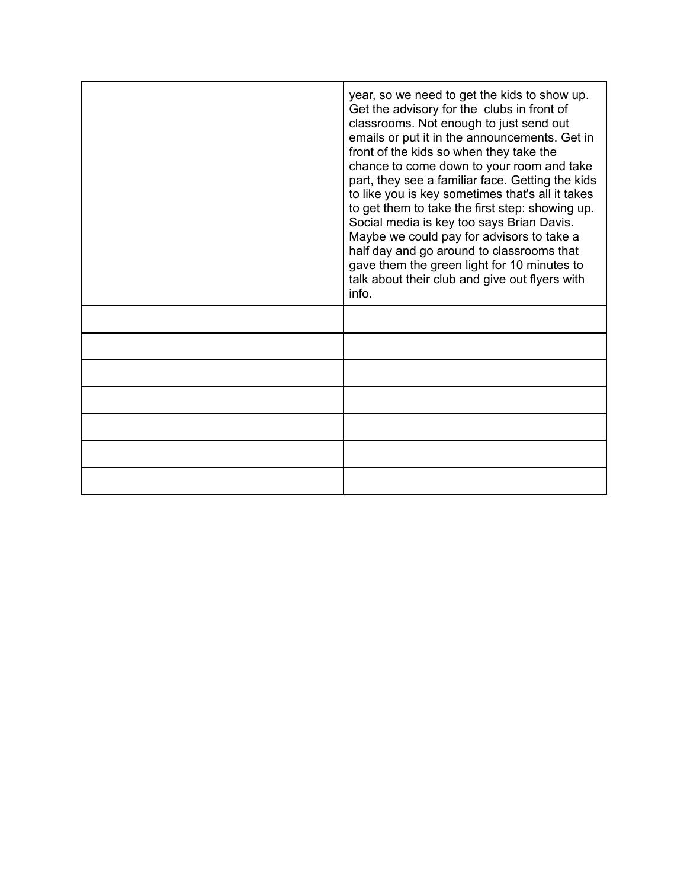| | |
|---|---|
| | year, so we need to get the kids to show up. Get the advisory for the  clubs in front of classrooms. Not enough to just send out emails or put it in the announcements. Get in front of the kids so when they take the chance to come down to your room and take part, they see a familiar face. Getting the kids to like you is key sometimes that's all it takes to get them to take the first step: showing up. Social media is key too says Brian Davis. Maybe we could pay for advisors to take a half day and go around to classrooms that gave them the green light for 10 minutes to talk about their club and give out flyers with info. |
| | |
| | |
| | |
| | |
| | |
| | |
| | |